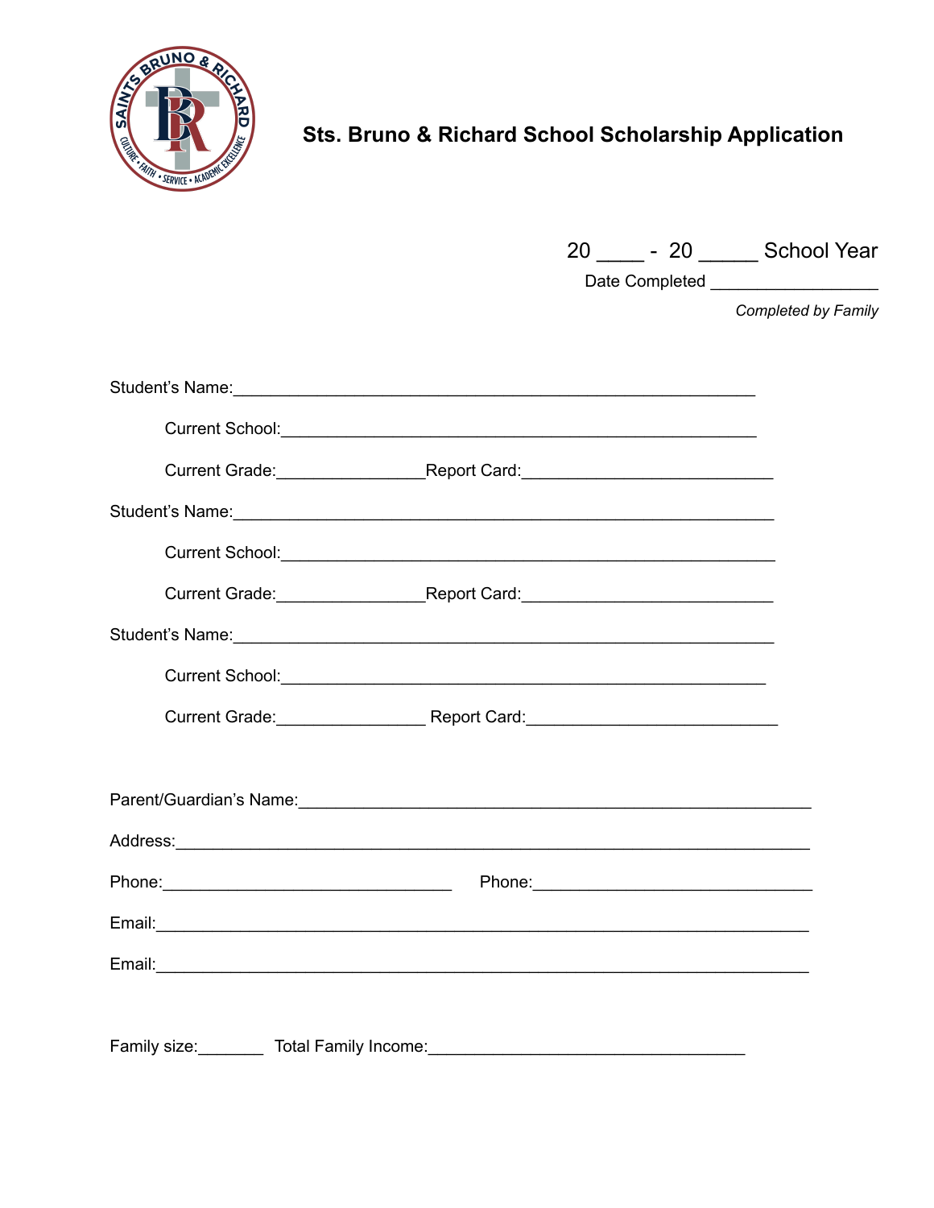# Sts. Bruno & Richard School Scholarship Application

20 ____ - 20 _____ School Year

Date Completed _________________

*Completed by Family*

Student's Name:_____________________________________________________

Current School:_____________________________________________

Current Grade:_______________Report Card:________________________

Student's Name:_______________________________________________________

Current School:_______________________________________________

Current Grade:_______________Report Card:________________________

Student's Name:_______________________________________________________

Current School:______________________________________________

Current Grade:_______________ Report Card:________________________

Parent/Guardian's Name:_____________________________________________________

Address:_________________________________________________________________

Phone:____________________________ Phone:___________________________

Email:__________________________________________________________________

Email:__________________________________________________________________

Family size:_______ Total Family Income:_______________________________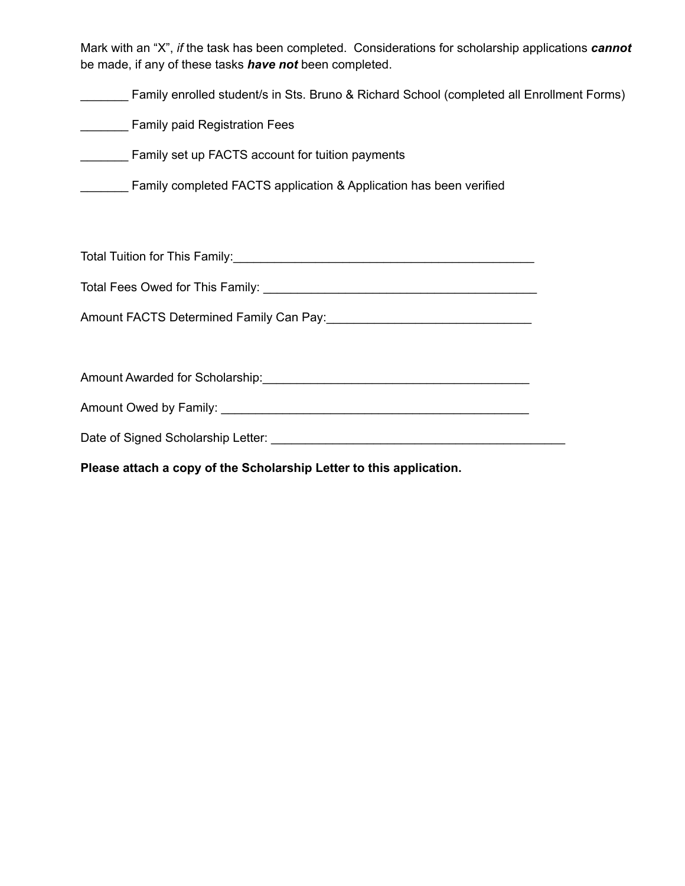Mark with an "X", *if* the task has been completed. Considerations for scholarship applications ***cannot*** be made, if any of these tasks ***have not*** been completed.

_______ Family enrolled student/s in Sts. Bruno & Richard School (completed all Enrollment Forms)

_______ Family paid Registration Fees

_______ Family set up FACTS account for tuition payments

_______ Family completed FACTS application & Application has been verified

Total Tuition for This Family:_____________________________________________

Total Fees Owed for This Family: _________________________________________

Amount FACTS Determined Family Can Pay:______________________________

Amount Awarded for Scholarship:_______________________________________

Amount Owed by Family: _____________________________________________

Date of Signed Scholarship Letter: ____________________________________________

**Please attach a copy of the Scholarship Letter to this application.**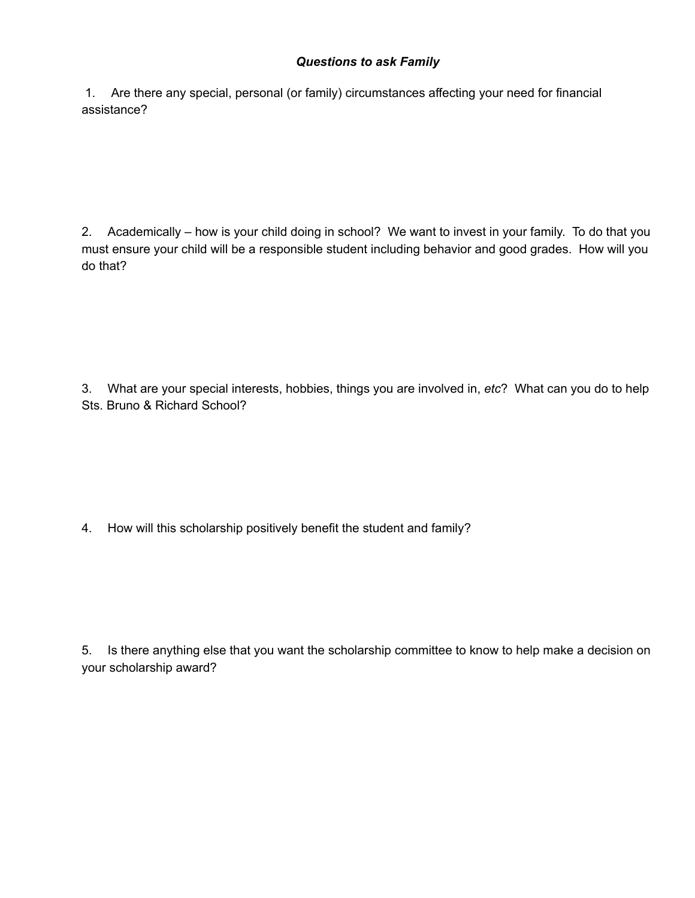***Questions to ask Family***

1. Are there any special, personal (or family) circumstances affecting your need for financial assistance?

2. Academically – how is your child doing in school? We want to invest in your family. To do that you must ensure your child will be a responsible student including behavior and good grades. How will you do that?

3. What are your special interests, hobbies, things you are involved in, *etc*? What can you do to help Sts. Bruno & Richard School?

4. How will this scholarship positively benefit the student and family?

5. Is there anything else that you want the scholarship committee to know to help make a decision on your scholarship award?